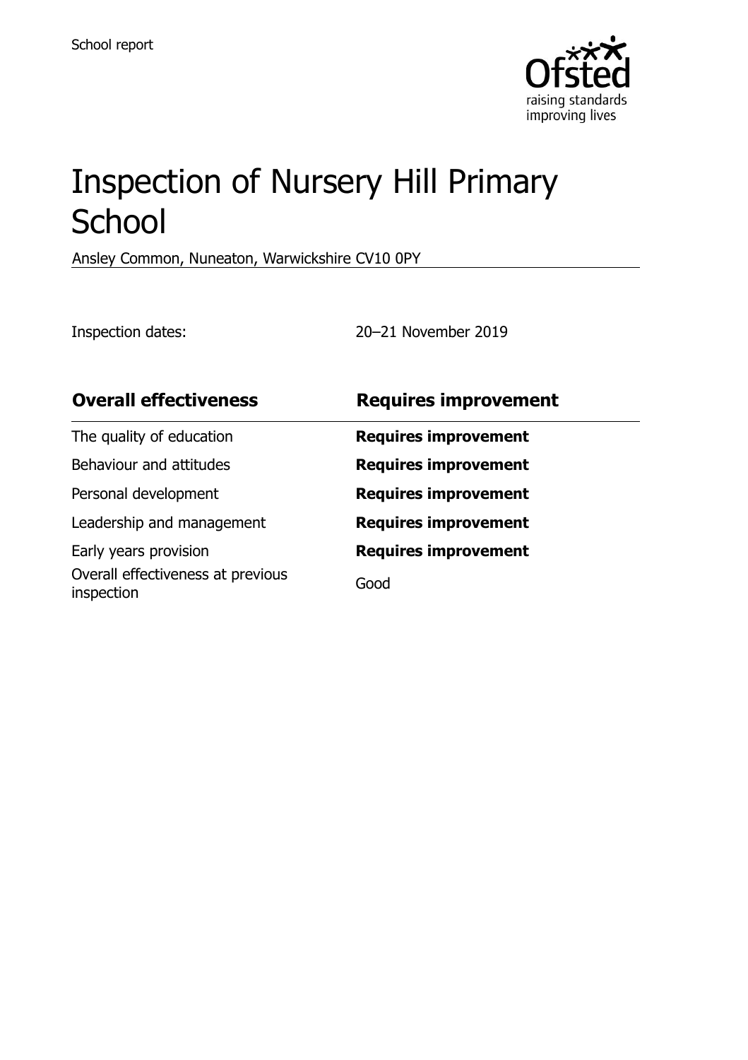School report

# Inspection of Nursery Hill Primary School

Ansley Common, Nuneaton, Warwickshire CV10 0PY

Inspection dates: 20–21 November 2019

| **Overall effectiveness** | **Requires improvement** |
| --- | --- |
| The quality of education | **Requires improvement** |
| Behaviour and attitudes | **Requires improvement** |
| Personal development | **Requires improvement** |
| Leadership and management | **Requires improvement** |
| Early years provision | **Requires improvement** |
| Overall effectiveness at previous inspection | Good |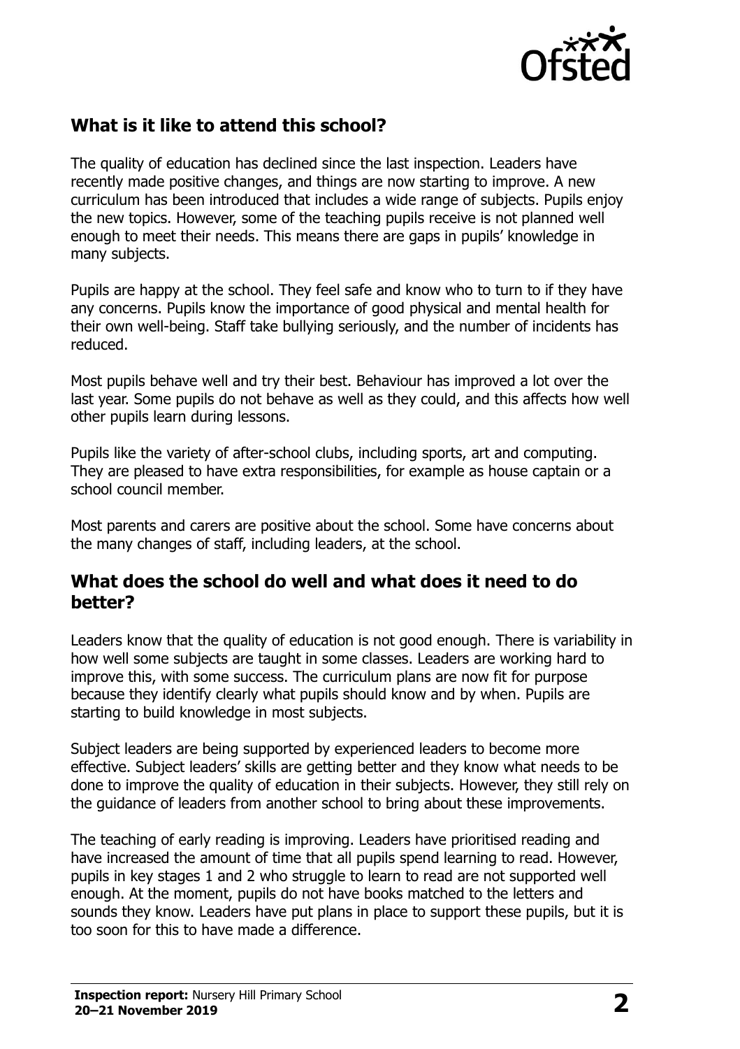## What is it like to attend this school?

The quality of education has declined since the last inspection. Leaders have recently made positive changes, and things are now starting to improve. A new curriculum has been introduced that includes a wide range of subjects. Pupils enjoy the new topics. However, some of the teaching pupils receive is not planned well enough to meet their needs. This means there are gaps in pupils' knowledge in many subjects.

Pupils are happy at the school. They feel safe and know who to turn to if they have any concerns. Pupils know the importance of good physical and mental health for their own well-being. Staff take bullying seriously, and the number of incidents has reduced.

Most pupils behave well and try their best. Behaviour has improved a lot over the last year. Some pupils do not behave as well as they could, and this affects how well other pupils learn during lessons.

Pupils like the variety of after-school clubs, including sports, art and computing. They are pleased to have extra responsibilities, for example as house captain or a school council member.

Most parents and carers are positive about the school. Some have concerns about the many changes of staff, including leaders, at the school.

## What does the school do well and what does it need to do better?

Leaders know that the quality of education is not good enough. There is variability in how well some subjects are taught in some classes. Leaders are working hard to improve this, with some success. The curriculum plans are now fit for purpose because they identify clearly what pupils should know and by when. Pupils are starting to build knowledge in most subjects.

Subject leaders are being supported by experienced leaders to become more effective. Subject leaders' skills are getting better and they know what needs to be done to improve the quality of education in their subjects. However, they still rely on the guidance of leaders from another school to bring about these improvements.

The teaching of early reading is improving. Leaders have prioritised reading and have increased the amount of time that all pupils spend learning to read. However, pupils in key stages 1 and 2 who struggle to learn to read are not supported well enough. At the moment, pupils do not have books matched to the letters and sounds they know. Leaders have put plans in place to support these pupils, but it is too soon for this to have made a difference.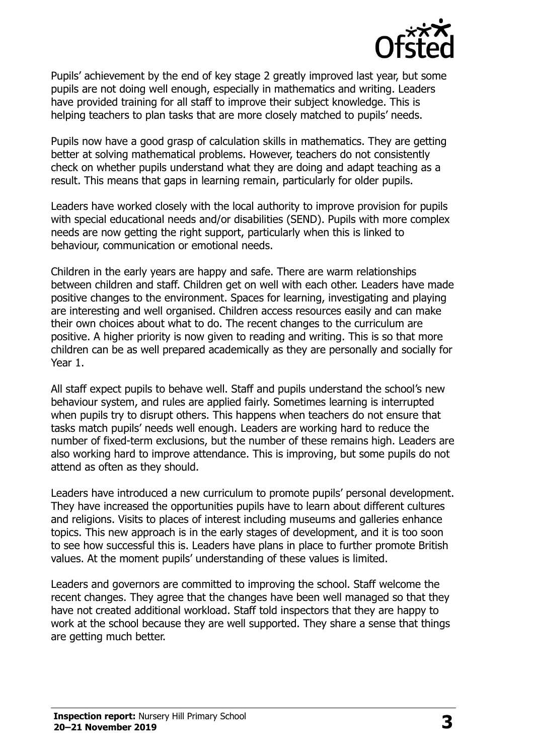Pupils' achievement by the end of key stage 2 greatly improved last year, but some pupils are not doing well enough, especially in mathematics and writing. Leaders have provided training for all staff to improve their subject knowledge. This is helping teachers to plan tasks that are more closely matched to pupils' needs.

Pupils now have a good grasp of calculation skills in mathematics. They are getting better at solving mathematical problems. However, teachers do not consistently check on whether pupils understand what they are doing and adapt teaching as a result. This means that gaps in learning remain, particularly for older pupils.

Leaders have worked closely with the local authority to improve provision for pupils with special educational needs and/or disabilities (SEND). Pupils with more complex needs are now getting the right support, particularly when this is linked to behaviour, communication or emotional needs.

Children in the early years are happy and safe. There are warm relationships between children and staff. Children get on well with each other. Leaders have made positive changes to the environment. Spaces for learning, investigating and playing are interesting and well organised. Children access resources easily and can make their own choices about what to do. The recent changes to the curriculum are positive. A higher priority is now given to reading and writing. This is so that more children can be as well prepared academically as they are personally and socially for Year 1.

All staff expect pupils to behave well. Staff and pupils understand the school's new behaviour system, and rules are applied fairly. Sometimes learning is interrupted when pupils try to disrupt others. This happens when teachers do not ensure that tasks match pupils' needs well enough. Leaders are working hard to reduce the number of fixed-term exclusions, but the number of these remains high. Leaders are also working hard to improve attendance. This is improving, but some pupils do not attend as often as they should.

Leaders have introduced a new curriculum to promote pupils' personal development. They have increased the opportunities pupils have to learn about different cultures and religions. Visits to places of interest including museums and galleries enhance topics. This new approach is in the early stages of development, and it is too soon to see how successful this is. Leaders have plans in place to further promote British values. At the moment pupils' understanding of these values is limited.

Leaders and governors are committed to improving the school. Staff welcome the recent changes. They agree that the changes have been well managed so that they have not created additional workload. Staff told inspectors that they are happy to work at the school because they are well supported. They share a sense that things are getting much better.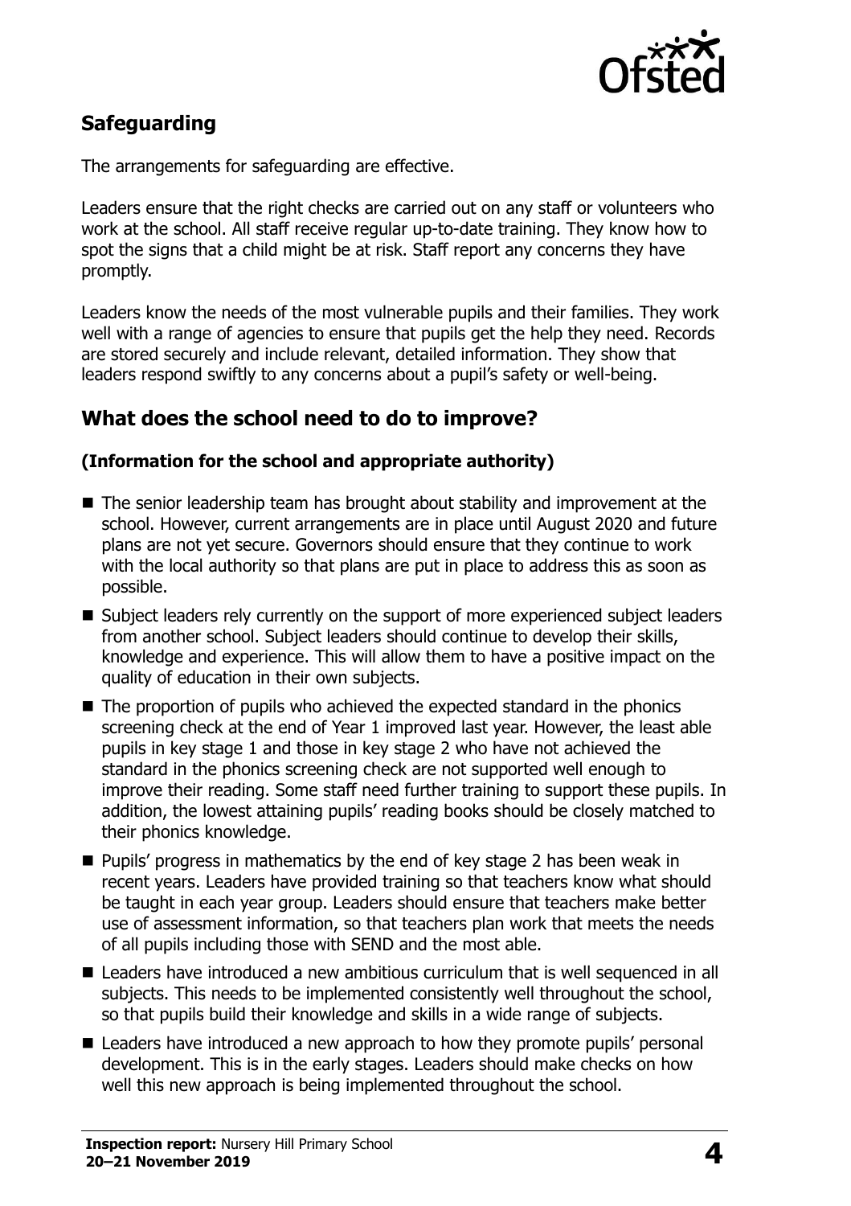## Safeguarding

The arrangements for safeguarding are effective.

Leaders ensure that the right checks are carried out on any staff or volunteers who work at the school. All staff receive regular up-to-date training. They know how to spot the signs that a child might be at risk. Staff report any concerns they have promptly.

Leaders know the needs of the most vulnerable pupils and their families. They work well with a range of agencies to ensure that pupils get the help they need. Records are stored securely and include relevant, detailed information. They show that leaders respond swiftly to any concerns about a pupil's safety or well-being.

## What does the school need to do to improve?

### (Information for the school and appropriate authority)

- The senior leadership team has brought about stability and improvement at the school. However, current arrangements are in place until August 2020 and future plans are not yet secure. Governors should ensure that they continue to work with the local authority so that plans are put in place to address this as soon as possible.
- Subject leaders rely currently on the support of more experienced subject leaders from another school. Subject leaders should continue to develop their skills, knowledge and experience. This will allow them to have a positive impact on the quality of education in their own subjects.
- The proportion of pupils who achieved the expected standard in the phonics screening check at the end of Year 1 improved last year. However, the least able pupils in key stage 1 and those in key stage 2 who have not achieved the standard in the phonics screening check are not supported well enough to improve their reading. Some staff need further training to support these pupils. In addition, the lowest attaining pupils' reading books should be closely matched to their phonics knowledge.
- Pupils' progress in mathematics by the end of key stage 2 has been weak in recent years. Leaders have provided training so that teachers know what should be taught in each year group. Leaders should ensure that teachers make better use of assessment information, so that teachers plan work that meets the needs of all pupils including those with SEND and the most able.
- Leaders have introduced a new ambitious curriculum that is well sequenced in all subjects. This needs to be implemented consistently well throughout the school, so that pupils build their knowledge and skills in a wide range of subjects.
- Leaders have introduced a new approach to how they promote pupils' personal development. This is in the early stages. Leaders should make checks on how well this new approach is being implemented throughout the school.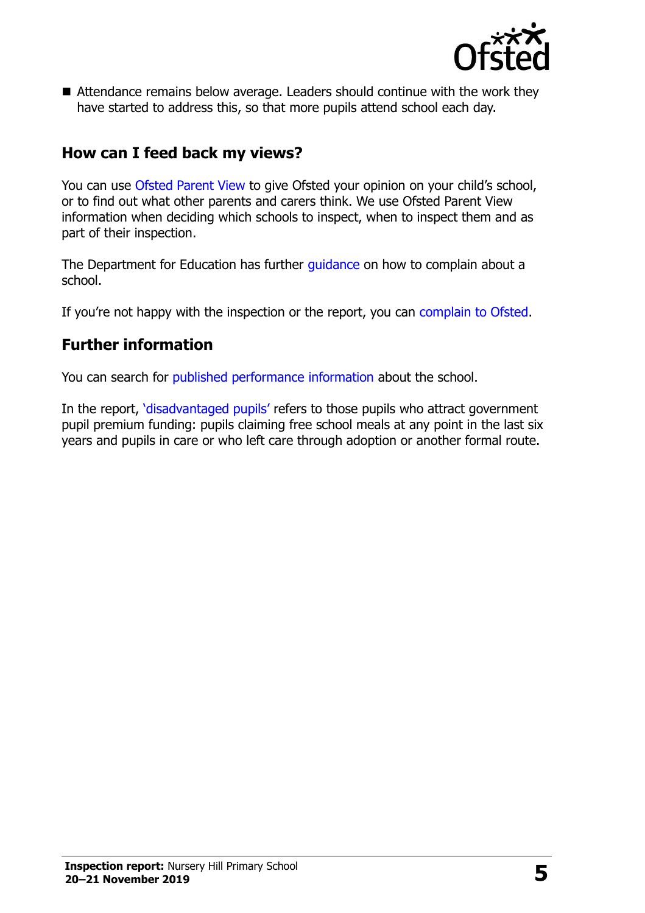- Attendance remains below average. Leaders should continue with the work they have started to address this, so that more pupils attend school each day.

## How can I feed back my views?

You can use Ofsted Parent View to give Ofsted your opinion on your child's school, or to find out what other parents and carers think. We use Ofsted Parent View information when deciding which schools to inspect, when to inspect them and as part of their inspection.

The Department for Education has further guidance on how to complain about a school.

If you're not happy with the inspection or the report, you can complain to Ofsted.

## Further information

You can search for published performance information about the school.

In the report, 'disadvantaged pupils' refers to those pupils who attract government pupil premium funding: pupils claiming free school meals at any point in the last six years and pupils in care or who left care through adoption or another formal route.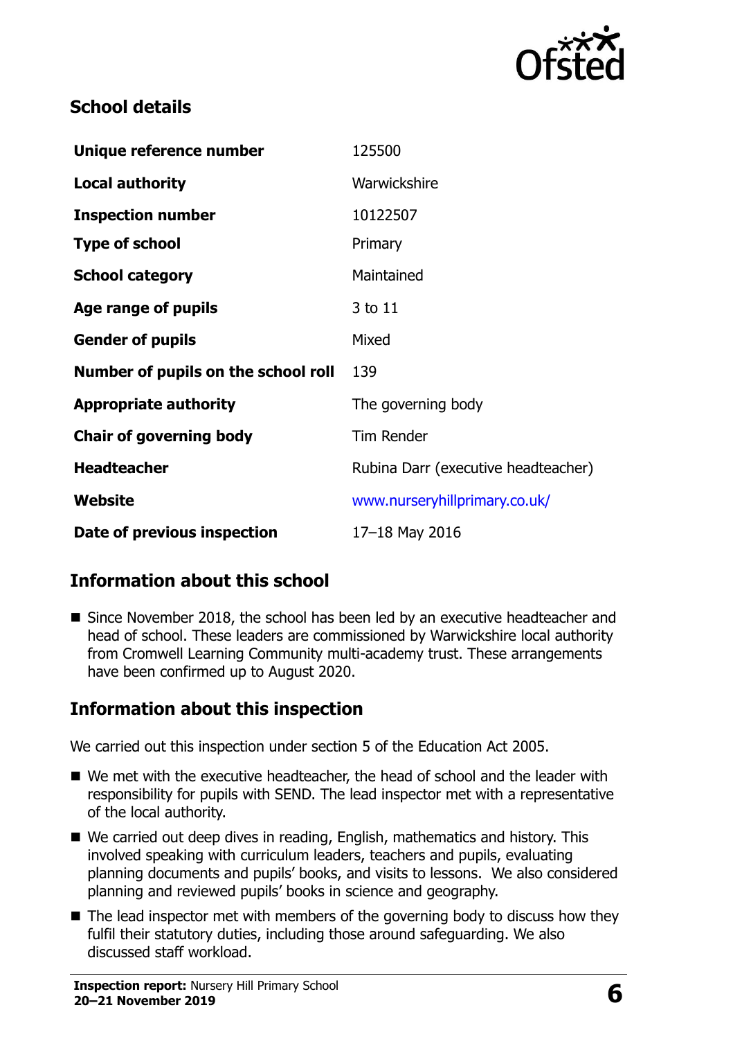## School details

| | |
|---|---|
| **Unique reference number** | 125500 |
| **Local authority** | Warwickshire |
| **Inspection number** | 10122507 |
| **Type of school** | Primary |
| **School category** | Maintained |
| **Age range of pupils** | 3 to 11 |
| **Gender of pupils** | Mixed |
| **Number of pupils on the school roll** | 139 |
| **Appropriate authority** | The governing body |
| **Chair of governing body** | Tim Render |
| **Headteacher** | Rubina Darr (executive headteacher) |
| **Website** | www.nurseryhillprimary.co.uk/ |
| **Date of previous inspection** | 17–18 May 2016 |

## Information about this school

- Since November 2018, the school has been led by an executive headteacher and head of school. These leaders are commissioned by Warwickshire local authority from Cromwell Learning Community multi-academy trust. These arrangements have been confirmed up to August 2020.

## Information about this inspection

We carried out this inspection under section 5 of the Education Act 2005.

- We met with the executive headteacher, the head of school and the leader with responsibility for pupils with SEND. The lead inspector met with a representative of the local authority.
- We carried out deep dives in reading, English, mathematics and history. This involved speaking with curriculum leaders, teachers and pupils, evaluating planning documents and pupils' books, and visits to lessons. We also considered planning and reviewed pupils' books in science and geography.
- The lead inspector met with members of the governing body to discuss how they fulfil their statutory duties, including those around safeguarding. We also discussed staff workload.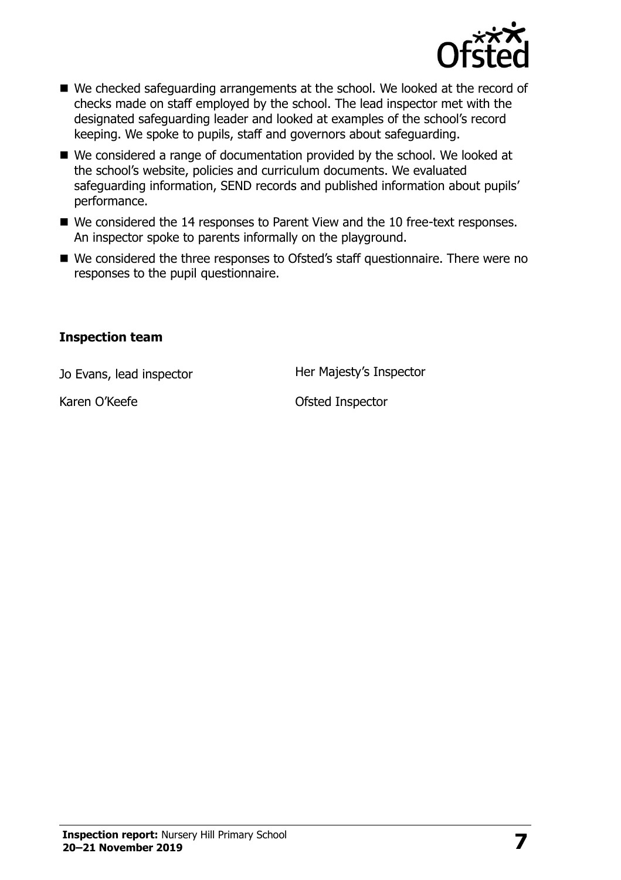- We checked safeguarding arrangements at the school. We looked at the record of checks made on staff employed by the school. The lead inspector met with the designated safeguarding leader and looked at examples of the school's record keeping. We spoke to pupils, staff and governors about safeguarding.
- We considered a range of documentation provided by the school. We looked at the school's website, policies and curriculum documents. We evaluated safeguarding information, SEND records and published information about pupils' performance.
- We considered the 14 responses to Parent View and the 10 free-text responses. An inspector spoke to parents informally on the playground.
- We considered the three responses to Ofsted's staff questionnaire. There were no responses to the pupil questionnaire.

### Inspection team

| | |
|---|---|
| Jo Evans, lead inspector | Her Majesty's Inspector |
| Karen O'Keefe | Ofsted Inspector |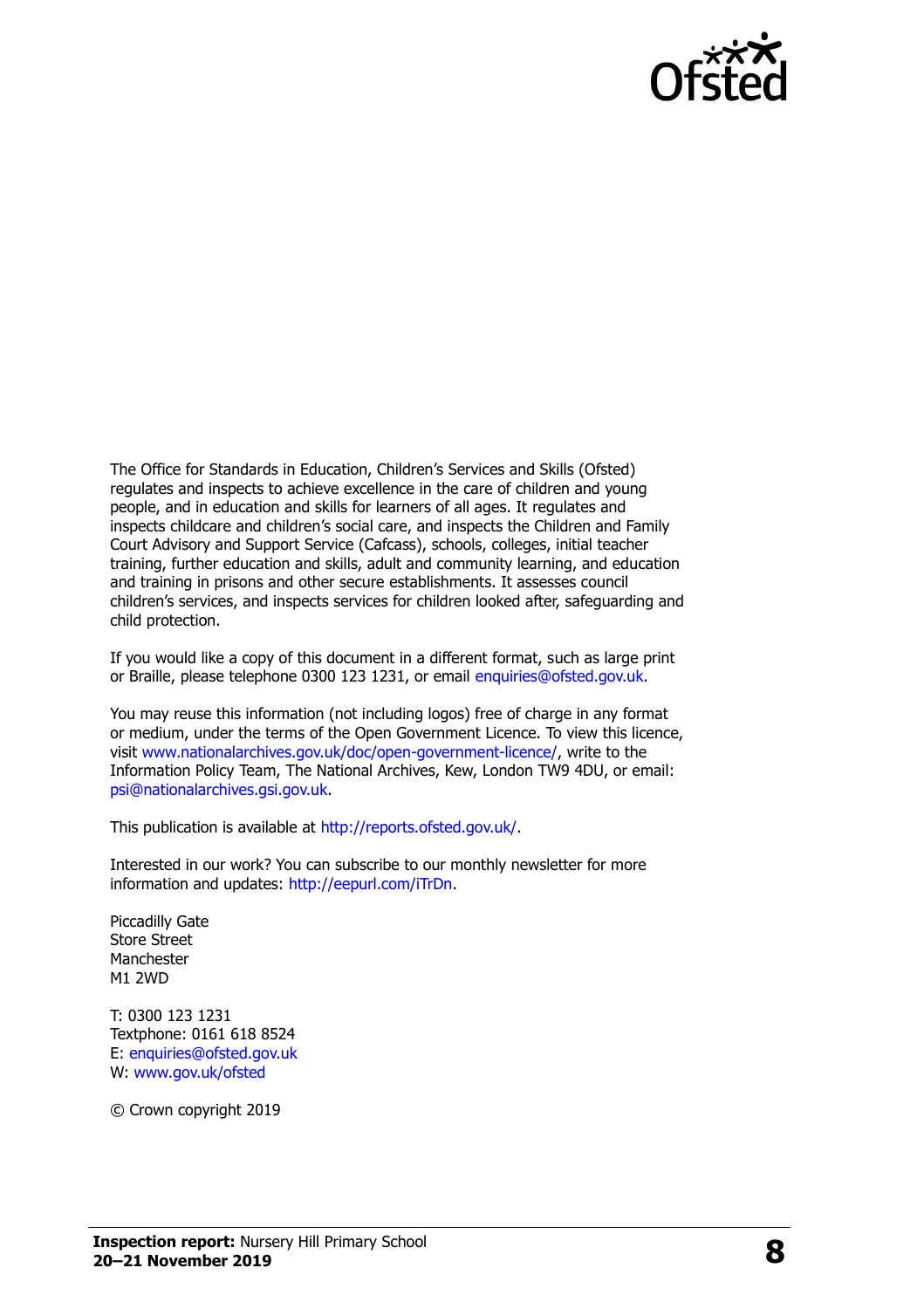The Office for Standards in Education, Children's Services and Skills (Ofsted) regulates and inspects to achieve excellence in the care of children and young people, and in education and skills for learners of all ages. It regulates and inspects childcare and children's social care, and inspects the Children and Family Court Advisory and Support Service (Cafcass), schools, colleges, initial teacher training, further education and skills, adult and community learning, and education and training in prisons and other secure establishments. It assesses council children's services, and inspects services for children looked after, safeguarding and child protection.

If you would like a copy of this document in a different format, such as large print or Braille, please telephone 0300 123 1231, or email enquiries@ofsted.gov.uk.

You may reuse this information (not including logos) free of charge in any format or medium, under the terms of the Open Government Licence. To view this licence, visit www.nationalarchives.gov.uk/doc/open-government-licence/, write to the Information Policy Team, The National Archives, Kew, London TW9 4DU, or email: psi@nationalarchives.gsi.gov.uk.

This publication is available at http://reports.ofsted.gov.uk/.

Interested in our work? You can subscribe to our monthly newsletter for more information and updates: http://eepurl.com/iTrDn.

Piccadilly Gate
Store Street
Manchester
M1 2WD

T: 0300 123 1231
Textphone: 0161 618 8524
E: enquiries@ofsted.gov.uk
W: www.gov.uk/ofsted

© Crown copyright 2019